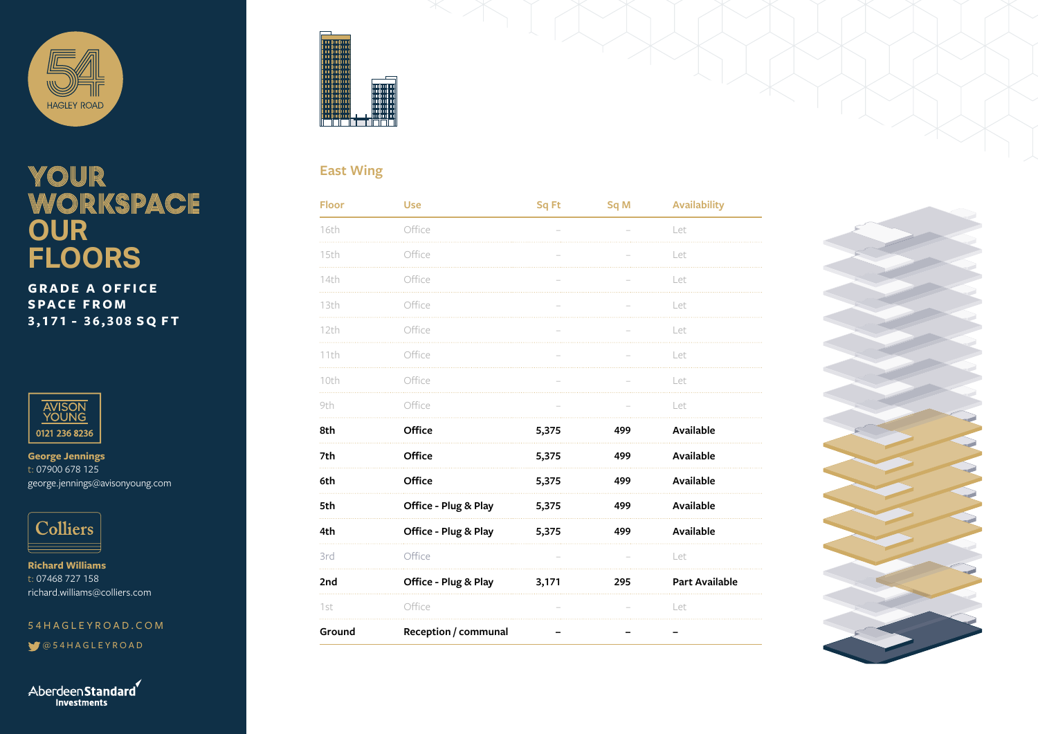54 HAGLEY ROAD

# YOUR WORKSPACE OUR FLOORS

**GRADE A OFFICE SPACE FROM 3,171 - 36,308 SQ FT**

AVISON YOUNG
0121 236 8236

**George Jennings**
t: 07900 678 125
george.jennings@avisonyoung.com

Colliers

**Richard Williams**
t: 07468 727 158
richard.williams@colliers.com

54HAGLEYROAD.COM
@54HAGLEYROAD

AberdeenStandard Investments

## East Wing

| Floor | Use | Sq Ft | Sq M | Availability |
|---|---|---|---|---|
| 16th | Office | – | – | Let |
| 15th | Office | – | – | Let |
| 14th | Office | – | – | Let |
| 13th | Office | – | – | Let |
| 12th | Office | – | – | Let |
| 11th | Office | – | – | Let |
| 10th | Office | – | – | Let |
| 9th | Office | – | – | Let |
| **8th** | **Office** | **5,375** | **499** | **Available** |
| **7th** | **Office** | **5,375** | **499** | **Available** |
| **6th** | **Office** | **5,375** | **499** | **Available** |
| **5th** | **Office - Plug & Play** | **5,375** | **499** | **Available** |
| **4th** | **Office - Plug & Play** | **5,375** | **499** | **Available** |
| 3rd | Office | – | – | Let |
| **2nd** | **Office - Plug & Play** | **3,171** | **295** | **Part Available** |
| 1st | Office | – | – | Let |
| **Ground** | **Reception / communal** | **–** | **–** | **–** |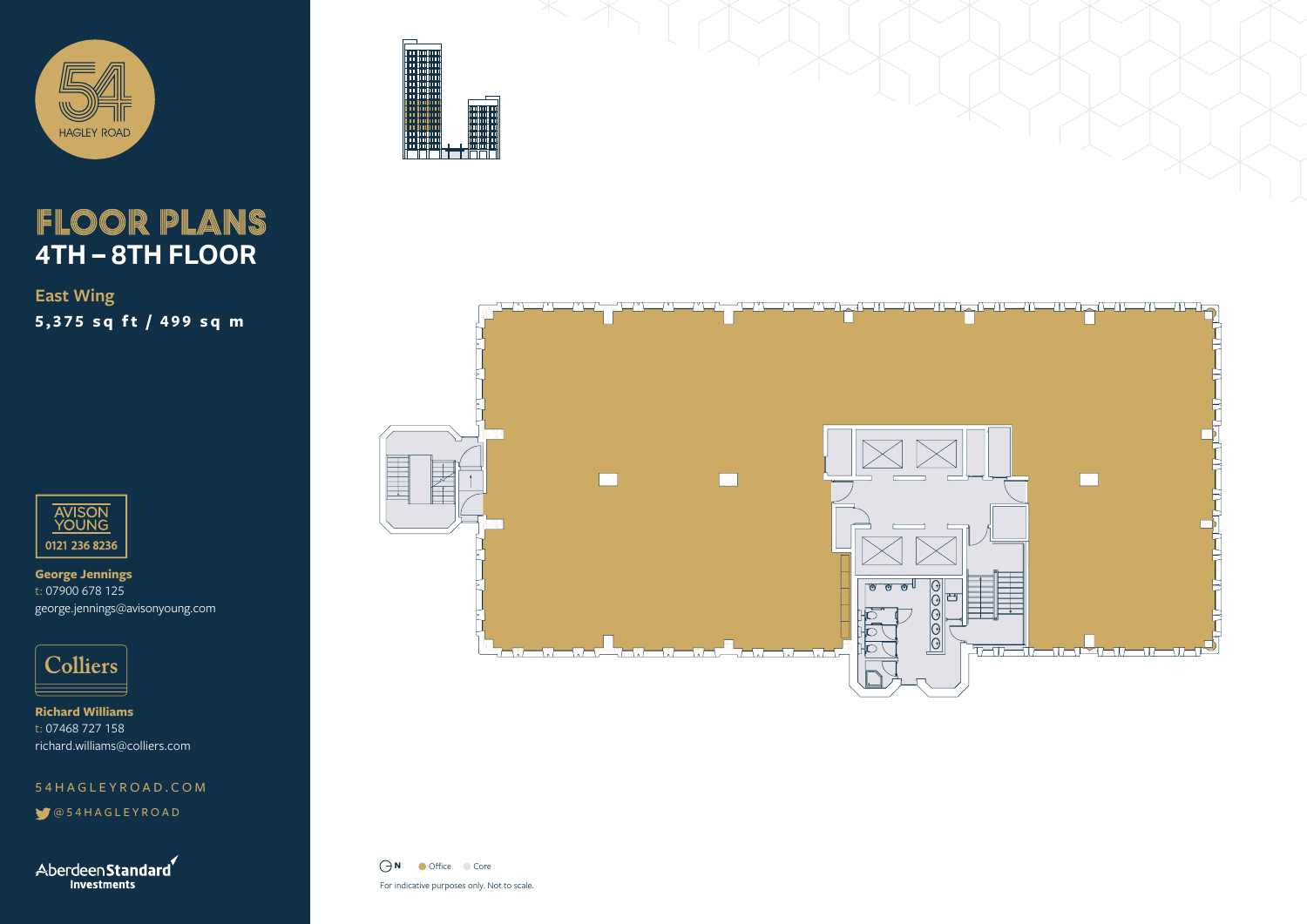54 HAGLEY ROAD

# FLOOR PLANS
## 4TH – 8TH FLOOR

### East Wing
**5,375 sq ft / 499 sq m**

AVISON YOUNG
0121 236 8236

**George Jennings**
t: 07900 678 125
george.jennings@avisonyoung.com

Colliers

**Richard Williams**
t: 07468 727 158
richard.williams@colliers.com

54HAGLEYROAD.COM

@54HAGLEYROAD

AberdeenStandard Investments

N

Office
Core

For indicative purposes only. Not to scale.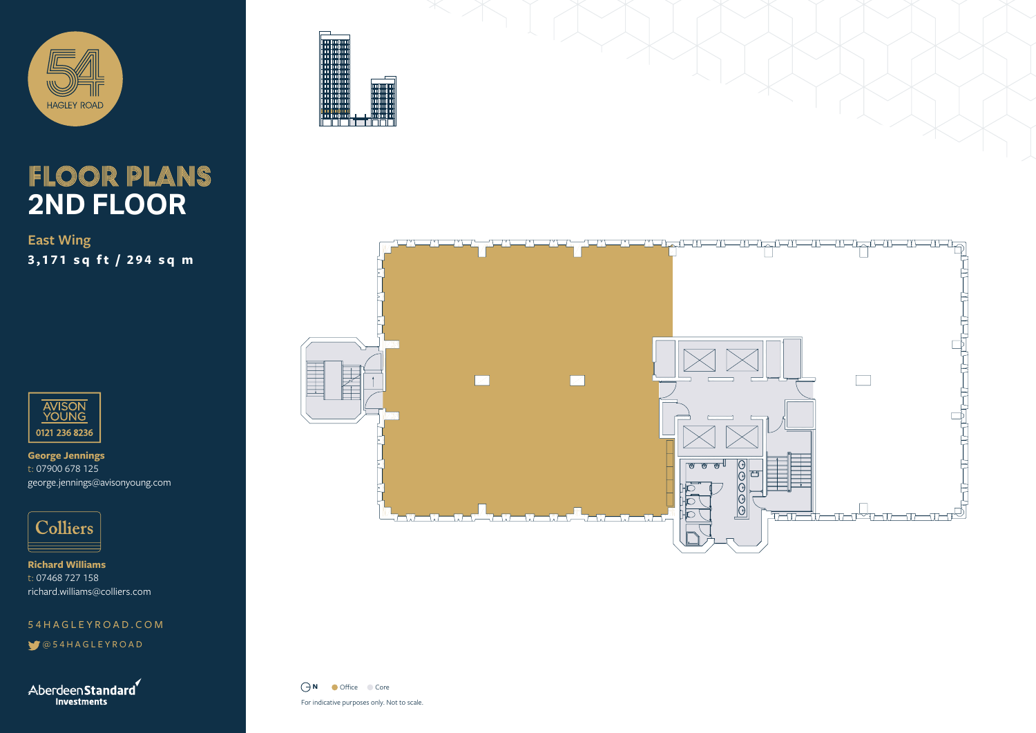54 HAGLEY ROAD

# FLOOR PLANS
# 2ND FLOOR

**East Wing**

**3,171 sq ft / 294 sq m**

AVISON YOUNG
0121 236 8236

**George Jennings**
t: 07900 678 125
george.jennings@avisonyoung.com

Colliers

**Richard Williams**
t: 07468 727 158
richard.williams@colliers.com

54HAGLEYROAD.COM

@54HAGLEYROAD

AberdeenStandard Investments

N

Office

Core

For indicative purposes only. Not to scale.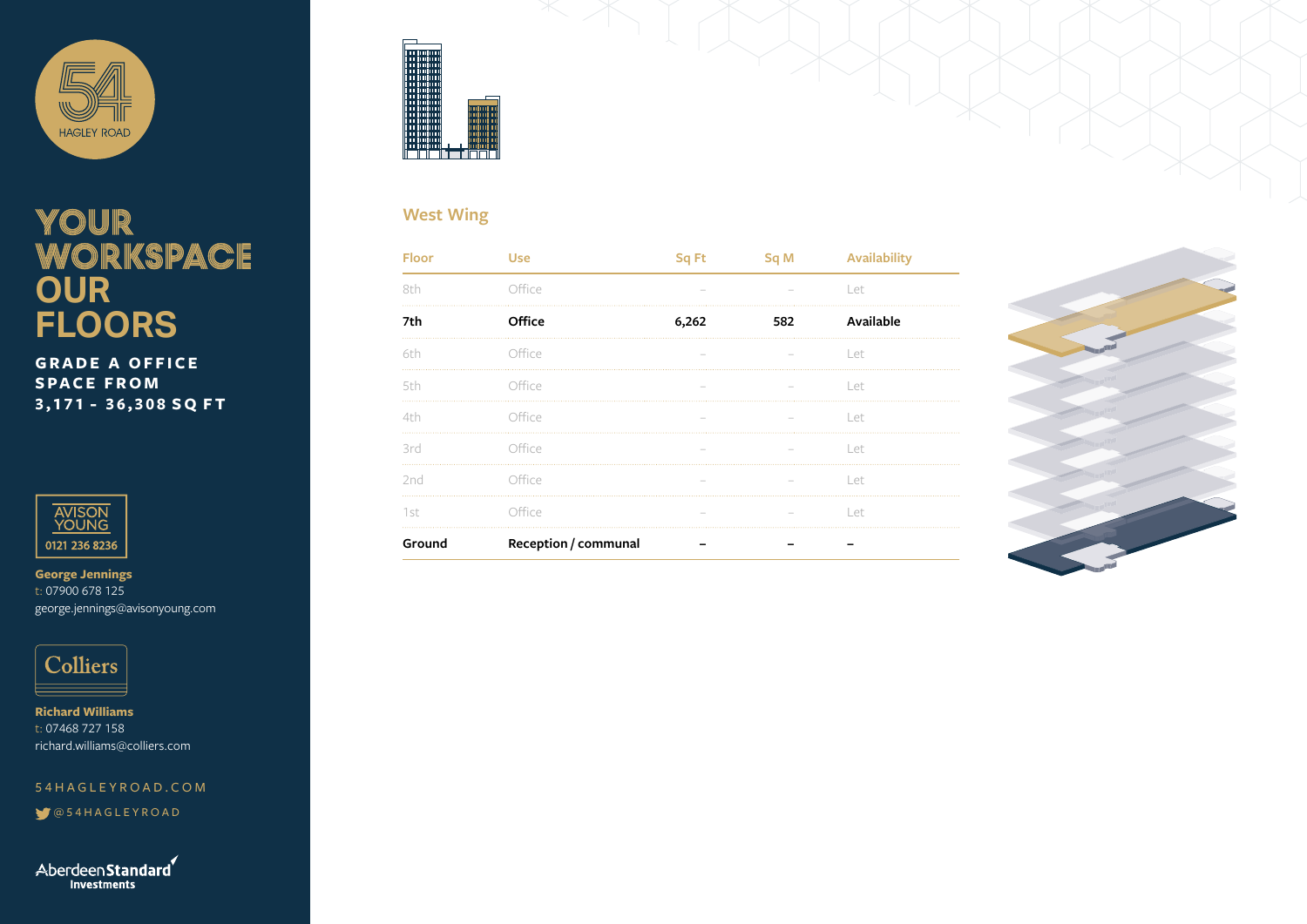54 HAGLEY ROAD

# YOUR WORKSPACE OUR FLOORS

**GRADE A OFFICE SPACE FROM 3,171 - 36,308 SQ FT**

AVISON YOUNG
0121 236 8236

**George Jennings**
t: 07900 678 125
george.jennings@avisonyoung.com

Colliers

**Richard Williams**
t: 07468 727 158
richard.williams@colliers.com

54HAGLEYROAD.COM

@54HAGLEYROAD

Aberdeen Standard Investments

## West Wing

| Floor | Use | Sq Ft | Sq M | Availability |
|---|---|---|---|---|
| 8th | Office | – | – | Let |
| **7th** | **Office** | **6,262** | **582** | **Available** |
| 6th | Office | – | – | Let |
| 5th | Office | – | – | Let |
| 4th | Office | – | – | Let |
| 3rd | Office | – | – | Let |
| 2nd | Office | – | – | Let |
| 1st | Office | – | – | Let |
| **Ground** | **Reception / communal** | **–** | **–** | **–** |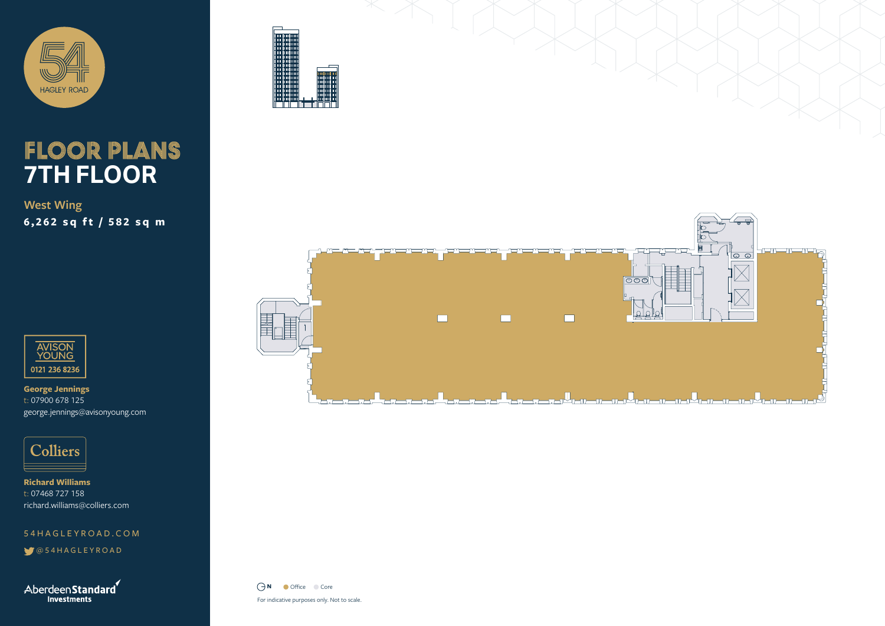54 HAGLEY ROAD

# FLOOR PLANS
# 7TH FLOOR

**West Wing**

**6,262 sq ft / 582 sq m**

AVISON YOUNG
0121 236 8236

**George Jennings**
t: 07900 678 125
george.jennings@avisonyoung.com

Colliers

**Richard Williams**
t: 07468 727 158
richard.williams@colliers.com

54HAGLEYROAD.COM

@54HAGLEYROAD

AberdeenStandard Investments

N

Office

Core

For indicative purposes only. Not to scale.